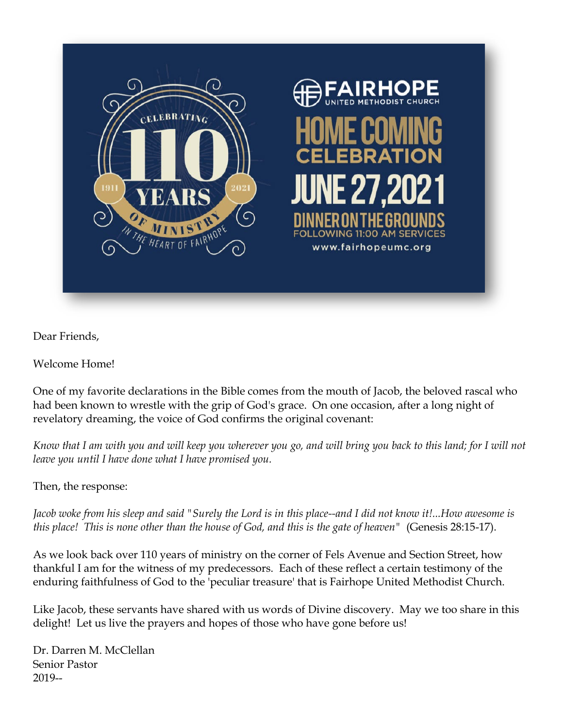CELEBRATING 110 YEARS OF MINISTRY IN THE HEART OF FAIRHOPE

1911 2021

FAIRHOPE UNITED METHODIST CHURCH

# HOME COMING CELEBRATION

## JUNE 27, 2021

DINNER ON THE GROUNDS
FOLLOWING 11:00 AM SERVICES

www.fairhopeumc.org

Dear Friends,

Welcome Home!

One of my favorite declarations in the Bible comes from the mouth of Jacob, the beloved rascal who had been known to wrestle with the grip of God's grace. On one occasion, after a long night of revelatory dreaming, the voice of God confirms the original covenant:

*Know that I am with you and will keep you wherever you go, and will bring you back to this land; for I will not leave you until I have done what I have promised you.*

Then, the response:

*Jacob woke from his sleep and said "Surely the Lord is in this place--and I did not know it!...How awesome is this place! This is none other than the house of God, and this is the gate of heaven"* (Genesis 28:15-17).

As we look back over 110 years of ministry on the corner of Fels Avenue and Section Street, how thankful I am for the witness of my predecessors. Each of these reflect a certain testimony of the enduring faithfulness of God to the 'peculiar treasure' that is Fairhope United Methodist Church.

Like Jacob, these servants have shared with us words of Divine discovery. May we too share in this delight! Let us live the prayers and hopes of those who have gone before us!

Dr. Darren M. McClellan
Senior Pastor
2019--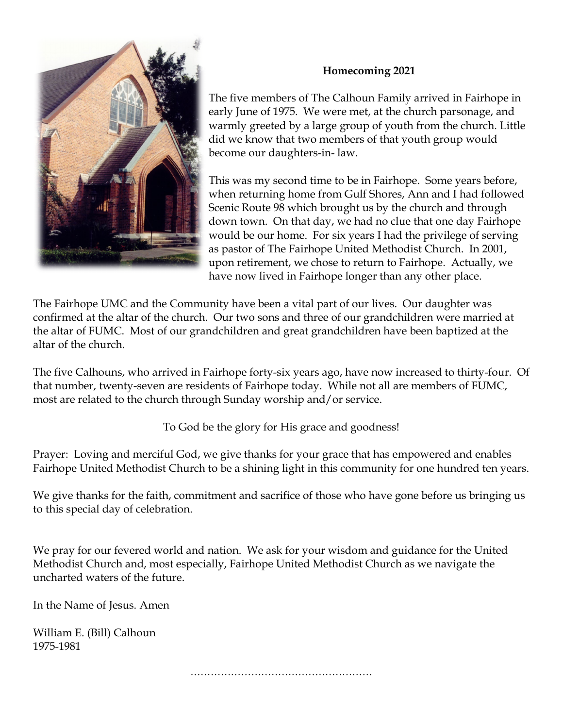**Homecoming 2021**

The five members of The Calhoun Family arrived in Fairhope in early June of 1975. We were met, at the church parsonage, and warmly greeted by a large group of youth from the church. Little did we know that two members of that youth group would become our daughters-in- law.

This was my second time to be in Fairhope. Some years before, when returning home from Gulf Shores, Ann and I had followed Scenic Route 98 which brought us by the church and through down town. On that day, we had no clue that one day Fairhope would be our home. For six years I had the privilege of serving as pastor of The Fairhope United Methodist Church. In 2001, upon retirement, we chose to return to Fairhope. Actually, we have now lived in Fairhope longer than any other place.

The Fairhope UMC and the Community have been a vital part of our lives. Our daughter was confirmed at the altar of the church. Our two sons and three of our grandchildren were married at the altar of FUMC. Most of our grandchildren and great grandchildren have been baptized at the altar of the church.

The five Calhouns, who arrived in Fairhope forty-six years ago, have now increased to thirty-four. Of that number, twenty-seven are residents of Fairhope today. While not all are members of FUMC, most are related to the church through Sunday worship and/or service.

To God be the glory for His grace and goodness!

Prayer: Loving and merciful God, we give thanks for your grace that has empowered and enables Fairhope United Methodist Church to be a shining light in this community for one hundred ten years.

We give thanks for the faith, commitment and sacrifice of those who have gone before us bringing us to this special day of celebration.

We pray for our fevered world and nation. We ask for your wisdom and guidance for the United Methodist Church and, most especially, Fairhope United Methodist Church as we navigate the uncharted waters of the future.

In the Name of Jesus. Amen

William E. (Bill) Calhoun
1975-1981

………………………………………………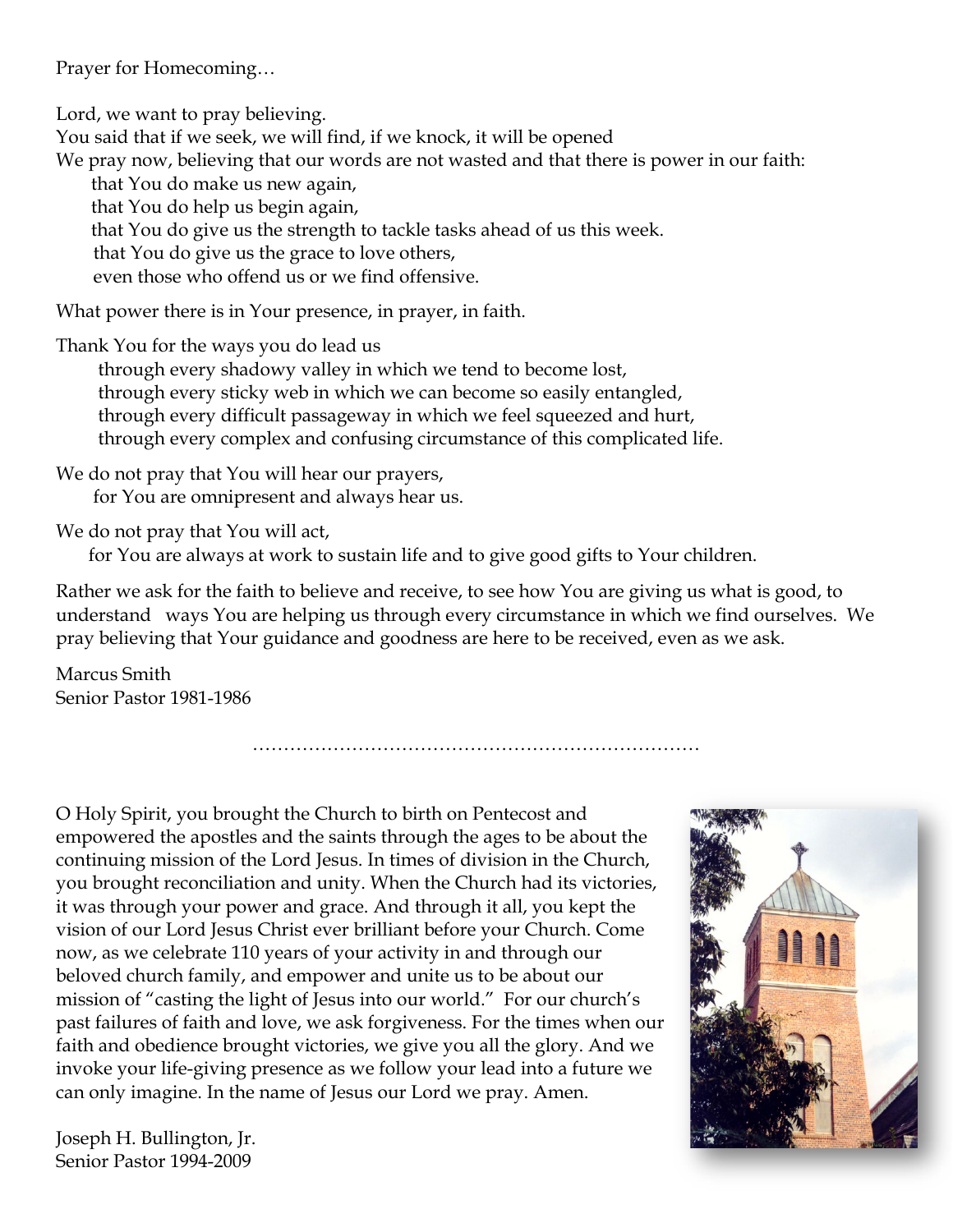Prayer for Homecoming…

Lord, we want to pray believing.
You said that if we seek, we will find, if we knock, it will be opened
We pray now, believing that our words are not wasted and that there is power in our faith:
that You do make us new again,
that You do help us begin again,
that You do give us the strength to tackle tasks ahead of us this week.
that You do give us the grace to love others,
even those who offend us or we find offensive.

What power there is in Your presence, in prayer, in faith.

Thank You for the ways you do lead us
through every shadowy valley in which we tend to become lost,
through every sticky web in which we can become so easily entangled,
through every difficult passageway in which we feel squeezed and hurt,
through every complex and confusing circumstance of this complicated life.

We do not pray that You will hear our prayers,
for You are omnipresent and always hear us.

We do not pray that You will act,
for You are always at work to sustain life and to give good gifts to Your children.

Rather we ask for the faith to believe and receive, to see how You are giving us what is good, to understand ways You are helping us through every circumstance in which we find ourselves. We pray believing that Your guidance and goodness are here to be received, even as we ask.

Marcus Smith
Senior Pastor 1981-1986

………………………………………………………………

O Holy Spirit, you brought the Church to birth on Pentecost and empowered the apostles and the saints through the ages to be about the continuing mission of the Lord Jesus. In times of division in the Church, you brought reconciliation and unity. When the Church had its victories, it was through your power and grace. And through it all, you kept the vision of our Lord Jesus Christ ever brilliant before your Church. Come now, as we celebrate 110 years of your activity in and through our beloved church family, and empower and unite us to be about our mission of "casting the light of Jesus into our world." For our church's past failures of faith and love, we ask forgiveness. For the times when our faith and obedience brought victories, we give you all the glory. And we invoke your life-giving presence as we follow your lead into a future we can only imagine. In the name of Jesus our Lord we pray. Amen.

Joseph H. Bullington, Jr.
Senior Pastor 1994-2009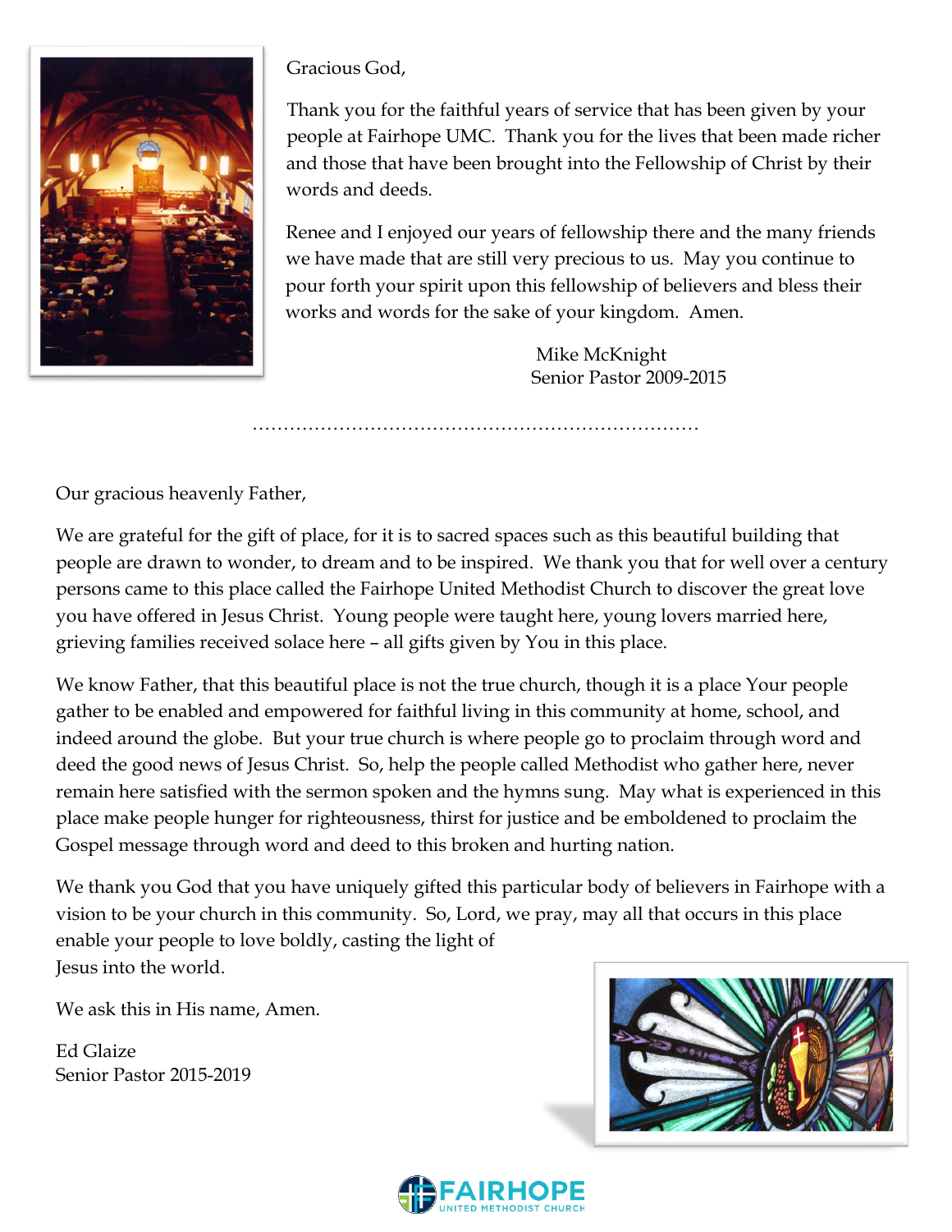Gracious God,

Thank you for the faithful years of service that has been given by your people at Fairhope UMC. Thank you for the lives that been made richer and those that have been brought into the Fellowship of Christ by their words and deeds.

Renee and I enjoyed our years of fellowship there and the many friends we have made that are still very precious to us. May you continue to pour forth your spirit upon this fellowship of believers and bless their works and words for the sake of your kingdom. Amen.

Mike McKnight
Senior Pastor 2009-2015

…………………………………………………………………

Our gracious heavenly Father,

We are grateful for the gift of place, for it is to sacred spaces such as this beautiful building that people are drawn to wonder, to dream and to be inspired. We thank you that for well over a century persons came to this place called the Fairhope United Methodist Church to discover the great love you have offered in Jesus Christ. Young people were taught here, young lovers married here, grieving families received solace here – all gifts given by You in this place.

We know Father, that this beautiful place is not the true church, though it is a place Your people gather to be enabled and empowered for faithful living in this community at home, school, and indeed around the globe. But your true church is where people go to proclaim through word and deed the good news of Jesus Christ. So, help the people called Methodist who gather here, never remain here satisfied with the sermon spoken and the hymns sung. May what is experienced in this place make people hunger for righteousness, thirst for justice and be emboldened to proclaim the Gospel message through word and deed to this broken and hurting nation.

We thank you God that you have uniquely gifted this particular body of believers in Fairhope with a vision to be your church in this community. So, Lord, we pray, may all that occurs in this place enable your people to love boldly, casting the light of Jesus into the world.

We ask this in His name, Amen.

Ed Glaize
Senior Pastor 2015-2019

FAIRHOPE
UNITED METHODIST CHURCH